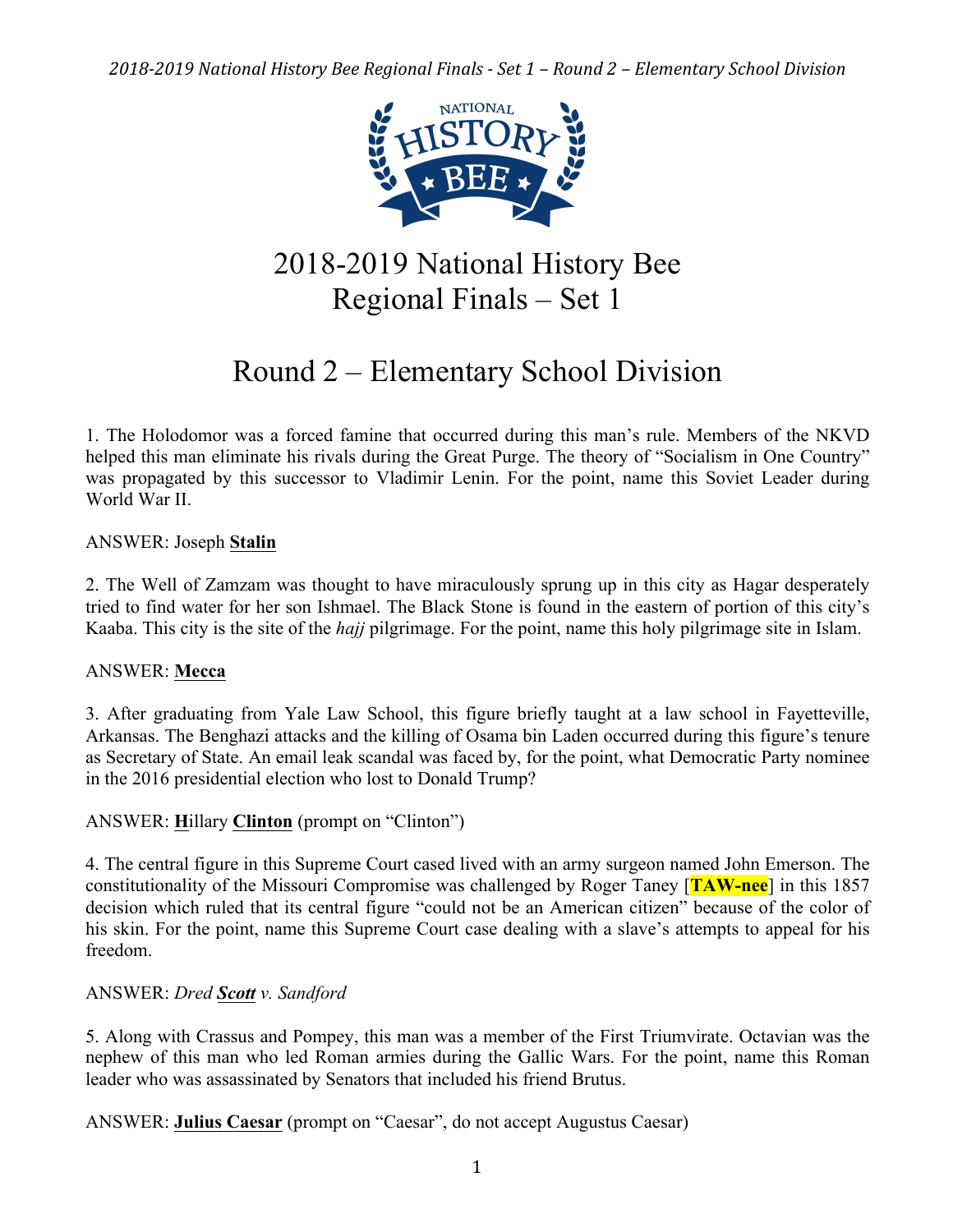# 2018-2019 National History Bee Regional Finals – Set 1

## Round 2 – Elementary School Division

1. The Holodomor was a forced famine that occurred during this man's rule. Members of the NKVD helped this man eliminate his rivals during the Great Purge. The theory of "Socialism in One Country" was propagated by this successor to Vladimir Lenin. For the point, name this Soviet Leader during World War II.

ANSWER: Joseph **Stalin**

2. The Well of Zamzam was thought to have miraculously sprung up in this city as Hagar desperately tried to find water for her son Ishmael. The Black Stone is found in the eastern of portion of this city's Kaaba. This city is the site of the *hajj* pilgrimage. For the point, name this holy pilgrimage site in Islam.

ANSWER: **Mecca**

3. After graduating from Yale Law School, this figure briefly taught at a law school in Fayetteville, Arkansas. The Benghazi attacks and the killing of Osama bin Laden occurred during this figure's tenure as Secretary of State. An email leak scandal was faced by, for the point, what Democratic Party nominee in the 2016 presidential election who lost to Donald Trump?

ANSWER: **H**illary **Clinton** (prompt on "Clinton")

4. The central figure in this Supreme Court cased lived with an army surgeon named John Emerson. The constitutionality of the Missouri Compromise was challenged by Roger Taney [**TAW-nee**] in this 1857 decision which ruled that its central figure "could not be an American citizen" because of the color of his skin. For the point, name this Supreme Court case dealing with a slave's attempts to appeal for his freedom.

ANSWER: *Dred **Scott** v. Sandford*

5. Along with Crassus and Pompey, this man was a member of the First Triumvirate. Octavian was the nephew of this man who led Roman armies during the Gallic Wars. For the point, name this Roman leader who was assassinated by Senators that included his friend Brutus.

ANSWER: **Julius Caesar** (prompt on "Caesar", do not accept Augustus Caesar)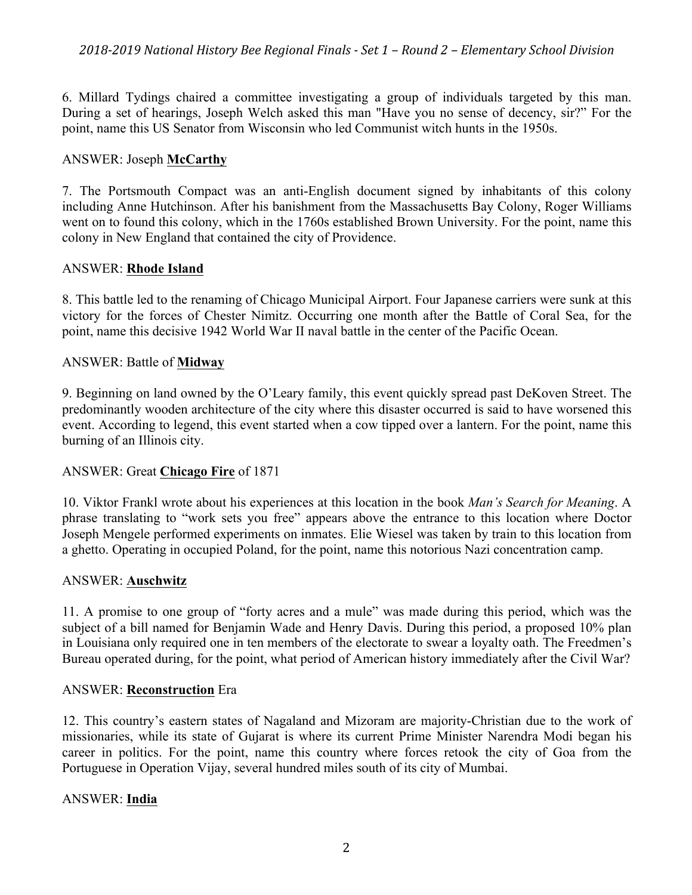6. Millard Tydings chaired a committee investigating a group of individuals targeted by this man. During a set of hearings, Joseph Welch asked this man "Have you no sense of decency, sir?" For the point, name this US Senator from Wisconsin who led Communist witch hunts in the 1950s.

ANSWER: Joseph **McCarthy**

7. The Portsmouth Compact was an anti-English document signed by inhabitants of this colony including Anne Hutchinson. After his banishment from the Massachusetts Bay Colony, Roger Williams went on to found this colony, which in the 1760s established Brown University. For the point, name this colony in New England that contained the city of Providence.

ANSWER: **Rhode Island**

8. This battle led to the renaming of Chicago Municipal Airport. Four Japanese carriers were sunk at this victory for the forces of Chester Nimitz. Occurring one month after the Battle of Coral Sea, for the point, name this decisive 1942 World War II naval battle in the center of the Pacific Ocean.

ANSWER: Battle of **Midway**

9. Beginning on land owned by the O'Leary family, this event quickly spread past DeKoven Street. The predominantly wooden architecture of the city where this disaster occurred is said to have worsened this event. According to legend, this event started when a cow tipped over a lantern. For the point, name this burning of an Illinois city.

ANSWER: Great **Chicago Fire** of 1871

10. Viktor Frankl wrote about his experiences at this location in the book *Man's Search for Meaning*. A phrase translating to "work sets you free" appears above the entrance to this location where Doctor Joseph Mengele performed experiments on inmates. Elie Wiesel was taken by train to this location from a ghetto. Operating in occupied Poland, for the point, name this notorious Nazi concentration camp.

ANSWER: **Auschwitz**

11. A promise to one group of "forty acres and a mule" was made during this period, which was the subject of a bill named for Benjamin Wade and Henry Davis. During this period, a proposed 10% plan in Louisiana only required one in ten members of the electorate to swear a loyalty oath. The Freedmen's Bureau operated during, for the point, what period of American history immediately after the Civil War?

ANSWER: **Reconstruction** Era

12. This country's eastern states of Nagaland and Mizoram are majority-Christian due to the work of missionaries, while its state of Gujarat is where its current Prime Minister Narendra Modi began his career in politics. For the point, name this country where forces retook the city of Goa from the Portuguese in Operation Vijay, several hundred miles south of its city of Mumbai.

ANSWER: **India**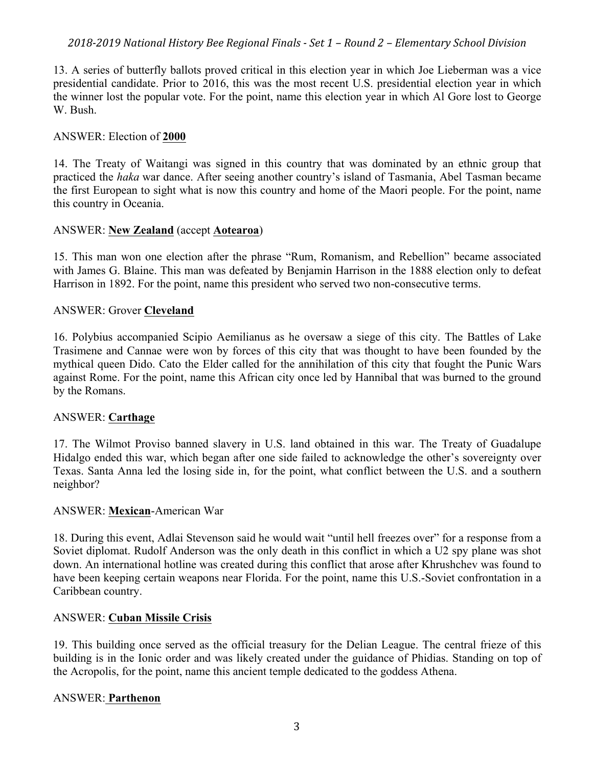13. A series of butterfly ballots proved critical in this election year in which Joe Lieberman was a vice presidential candidate. Prior to 2016, this was the most recent U.S. presidential election year in which the winner lost the popular vote. For the point, name this election year in which Al Gore lost to George W. Bush.

ANSWER: Election of **2000**

14. The Treaty of Waitangi was signed in this country that was dominated by an ethnic group that practiced the *haka* war dance. After seeing another country's island of Tasmania, Abel Tasman became the first European to sight what is now this country and home of the Maori people. For the point, name this country in Oceania.

ANSWER: **New Zealand** (accept **Aotearoa**)

15. This man won one election after the phrase "Rum, Romanism, and Rebellion" became associated with James G. Blaine. This man was defeated by Benjamin Harrison in the 1888 election only to defeat Harrison in 1892. For the point, name this president who served two non-consecutive terms.

ANSWER: Grover **Cleveland**

16. Polybius accompanied Scipio Aemilianus as he oversaw a siege of this city. The Battles of Lake Trasimene and Cannae were won by forces of this city that was thought to have been founded by the mythical queen Dido. Cato the Elder called for the annihilation of this city that fought the Punic Wars against Rome. For the point, name this African city once led by Hannibal that was burned to the ground by the Romans.

ANSWER: **Carthage**

17. The Wilmot Proviso banned slavery in U.S. land obtained in this war. The Treaty of Guadalupe Hidalgo ended this war, which began after one side failed to acknowledge the other's sovereignty over Texas. Santa Anna led the losing side in, for the point, what conflict between the U.S. and a southern neighbor?

ANSWER: **Mexican**-American War

18. During this event, Adlai Stevenson said he would wait "until hell freezes over" for a response from a Soviet diplomat. Rudolf Anderson was the only death in this conflict in which a U2 spy plane was shot down. An international hotline was created during this conflict that arose after Khrushchev was found to have been keeping certain weapons near Florida. For the point, name this U.S.-Soviet confrontation in a Caribbean country.

ANSWER: **Cuban Missile Crisis**

19. This building once served as the official treasury for the Delian League. The central frieze of this building is in the Ionic order and was likely created under the guidance of Phidias. Standing on top of the Acropolis, for the point, name this ancient temple dedicated to the goddess Athena.

ANSWER: **Parthenon**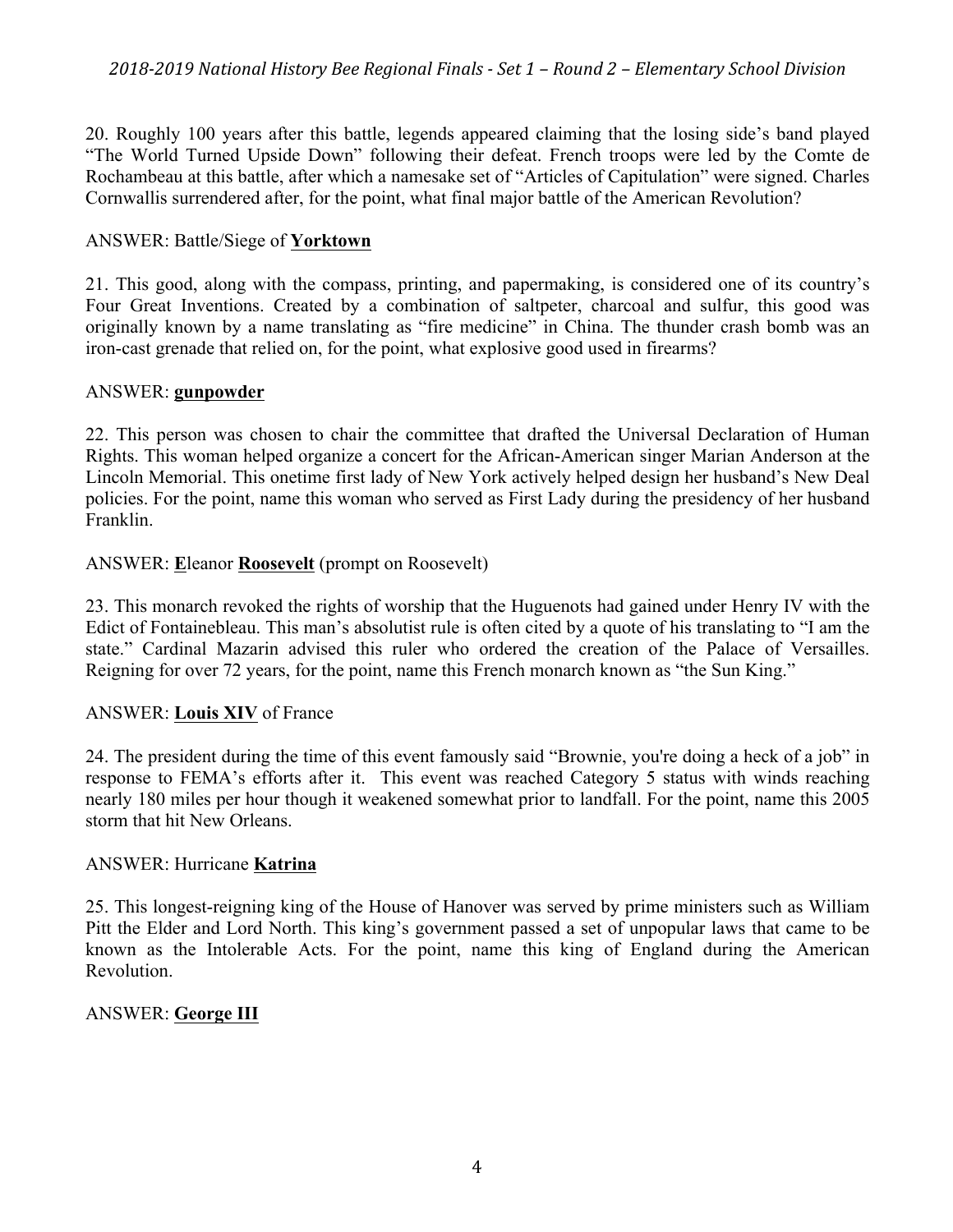20. Roughly 100 years after this battle, legends appeared claiming that the losing side's band played "The World Turned Upside Down" following their defeat. French troops were led by the Comte de Rochambeau at this battle, after which a namesake set of "Articles of Capitulation" were signed. Charles Cornwallis surrendered after, for the point, what final major battle of the American Revolution?

ANSWER: Battle/Siege of **Yorktown**

21. This good, along with the compass, printing, and papermaking, is considered one of its country's Four Great Inventions. Created by a combination of saltpeter, charcoal and sulfur, this good was originally known by a name translating as "fire medicine" in China. The thunder crash bomb was an iron-cast grenade that relied on, for the point, what explosive good used in firearms?

ANSWER: **gunpowder**

22. This person was chosen to chair the committee that drafted the Universal Declaration of Human Rights. This woman helped organize a concert for the African-American singer Marian Anderson at the Lincoln Memorial. This onetime first lady of New York actively helped design her husband's New Deal policies. For the point, name this woman who served as First Lady during the presidency of her husband Franklin.

ANSWER: **E**leanor **Roosevelt** (prompt on Roosevelt)

23. This monarch revoked the rights of worship that the Huguenots had gained under Henry IV with the Edict of Fontainebleau. This man's absolutist rule is often cited by a quote of his translating to "I am the state." Cardinal Mazarin advised this ruler who ordered the creation of the Palace of Versailles. Reigning for over 72 years, for the point, name this French monarch known as "the Sun King."

ANSWER: **Louis XIV** of France

24. The president during the time of this event famously said "Brownie, you're doing a heck of a job" in response to FEMA's efforts after it. This event was reached Category 5 status with winds reaching nearly 180 miles per hour though it weakened somewhat prior to landfall. For the point, name this 2005 storm that hit New Orleans.

ANSWER: Hurricane **Katrina**

25. This longest-reigning king of the House of Hanover was served by prime ministers such as William Pitt the Elder and Lord North. This king's government passed a set of unpopular laws that came to be known as the Intolerable Acts. For the point, name this king of England during the American Revolution.

ANSWER: **George III**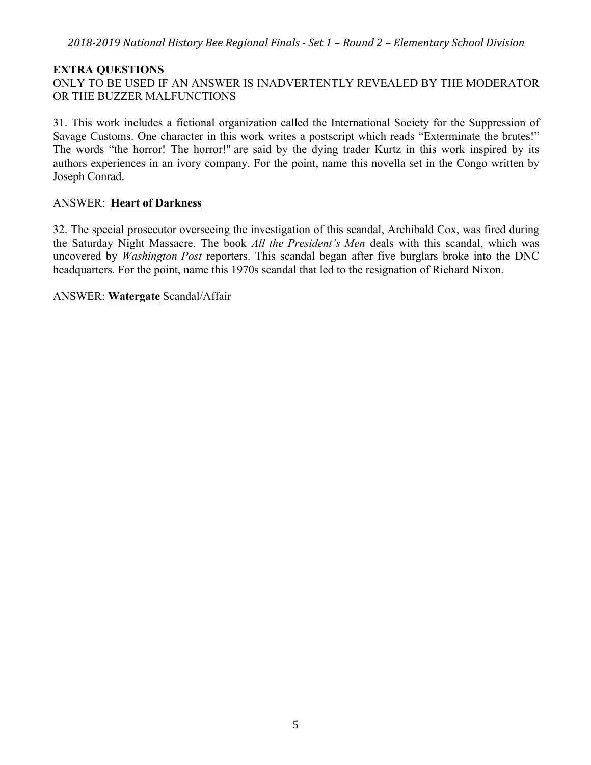**EXTRA QUESTIONS**

ONLY TO BE USED IF AN ANSWER IS INADVERTENTLY REVEALED BY THE MODERATOR OR THE BUZZER MALFUNCTIONS

31. This work includes a fictional organization called the International Society for the Suppression of Savage Customs. One character in this work writes a postscript which reads "Exterminate the brutes!" The words "the horror! The horror!" are said by the dying trader Kurtz in this work inspired by its authors experiences in an ivory company. For the point, name this novella set in the Congo written by Joseph Conrad.

ANSWER: **Heart of Darkness**

32. The special prosecutor overseeing the investigation of this scandal, Archibald Cox, was fired during the Saturday Night Massacre. The book *All the President's Men* deals with this scandal, which was uncovered by *Washington Post* reporters. This scandal began after five burglars broke into the DNC headquarters. For the point, name this 1970s scandal that led to the resignation of Richard Nixon.

ANSWER: **Watergate** Scandal/Affair